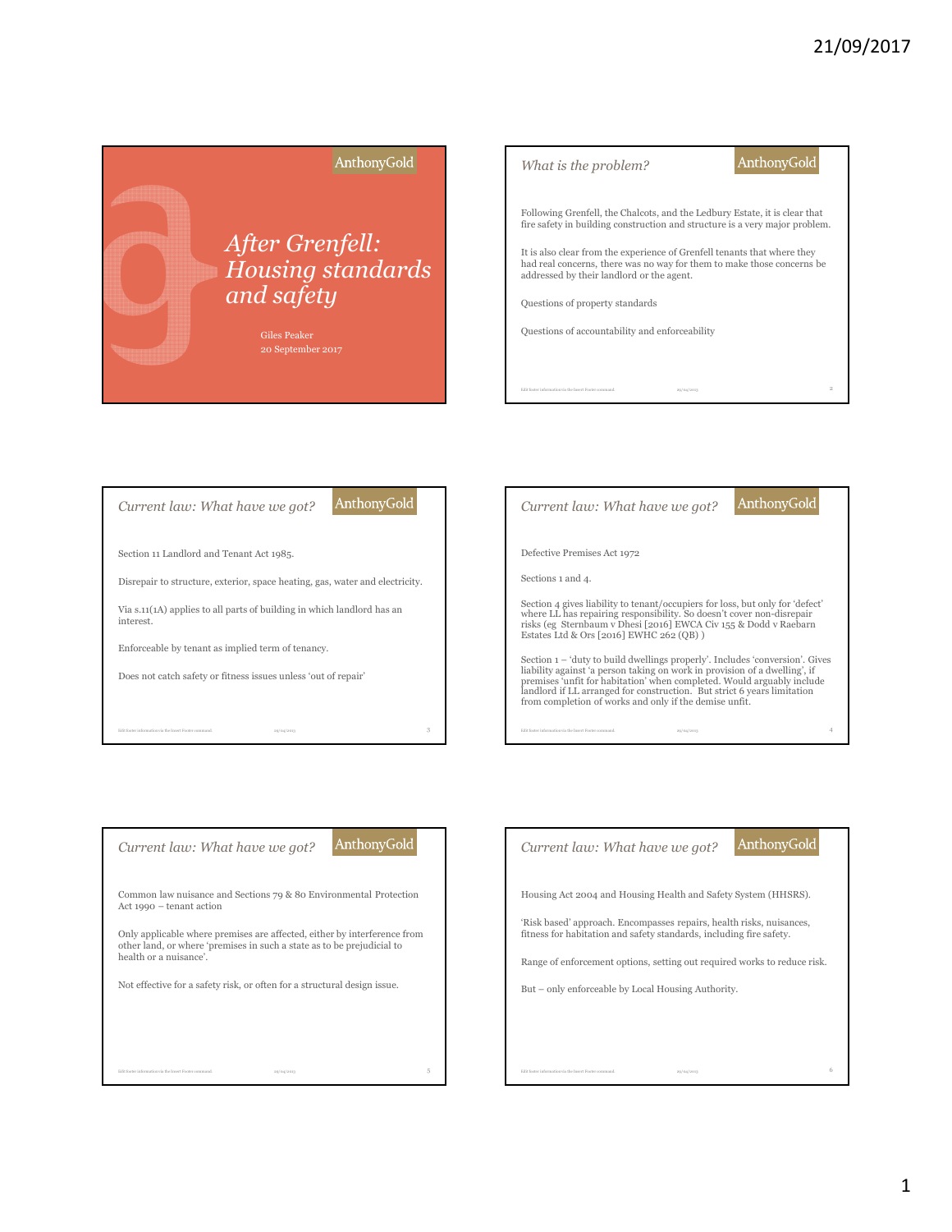# After Grenfell: Housing standards and safety

Giles Peaker
20 September 2017

## What is the problem?

Following Grenfell, the Chalcots, and the Ledbury Estate, it is clear that fire safety in building construction and structure is a very major problem.

It is also clear from the experience of Grenfell tenants that where they had real concerns, there was no way for them to make those concerns be addressed by their landlord or the agent.

Questions of property standards

Questions of accountability and enforceability

## Current law: What have we got?

Section 11 Landlord and Tenant Act 1985.

Disrepair to structure, exterior, space heating, gas, water and electricity.

Via s.11(1A) applies to all parts of building in which landlord has an interest.

Enforceable by tenant as implied term of tenancy.

Does not catch safety or fitness issues unless 'out of repair'

## Current law: What have we got?

Defective Premises Act 1972

Sections 1 and 4.

Section 4 gives liability to tenant/occupiers for loss, but only for 'defect' where LL has repairing responsibility. So doesn't cover non-disrepair risks (eg Sternbaum v Dhesi [2016] EWCA Civ 155 & Dodd v Raebarn Estates Ltd & Ors [2016] EWHC 262 (QB) )

Section 1 – 'duty to build dwellings properly'. Includes 'conversion'. Gives liability against 'a person taking on work in provision of a dwelling', if premises 'unfit for habitation' when completed. Would arguably include landlord if LL arranged for construction. But strict 6 years limitation from completion of works and only if the demise unfit.

## Current law: What have we got?

Common law nuisance and Sections 79 & 80 Environmental Protection Act 1990 – tenant action

Only applicable where premises are affected, either by interference from other land, or where 'premises in such a state as to be prejudicial to health or a nuisance'.

Not effective for a safety risk, or often for a structural design issue.

## Current law: What have we got?

Housing Act 2004 and Housing Health and Safety System (HHSRS).

'Risk based' approach. Encompasses repairs, health risks, nuisances, fitness for habitation and safety standards, including fire safety.

Range of enforcement options, setting out required works to reduce risk.

But – only enforceable by Local Housing Authority.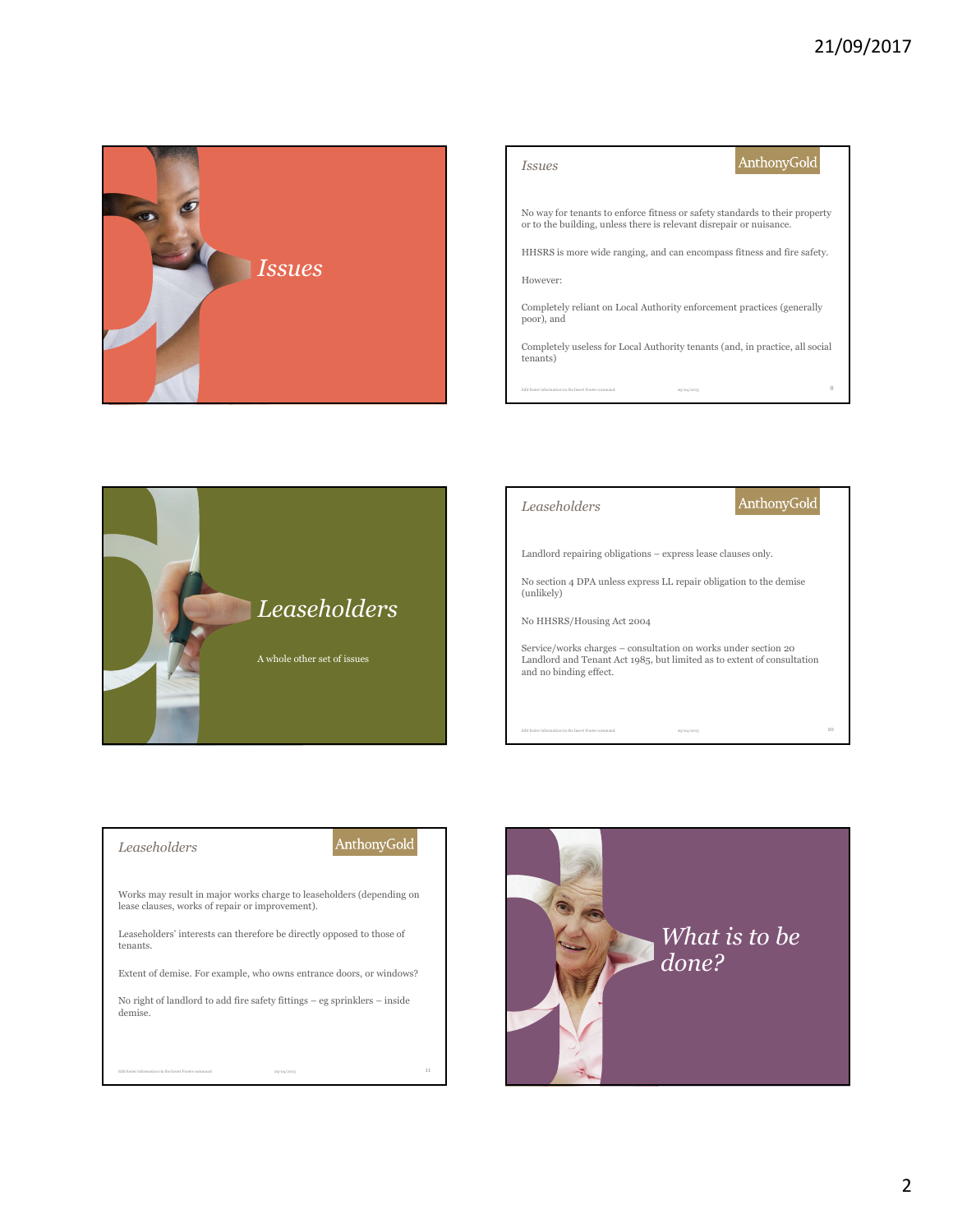# Issues

## Issues

No way for tenants to enforce fitness or safety standards to their property or to the building, unless there is relevant disrepair or nuisance.

HHSRS is more wide ranging, and can encompass fitness and fire safety.

However:

Completely reliant on Local Authority enforcement practices (generally poor), and

Completely useless for Local Authority tenants (and, in practice, all social tenants)

# Leaseholders

A whole other set of issues

## Leaseholders

Landlord repairing obligations – express lease clauses only.

No section 4 DPA unless express LL repair obligation to the demise (unlikely)

No HHSRS/Housing Act 2004

Service/works charges – consultation on works under section 20 Landlord and Tenant Act 1985, but limited as to extent of consultation and no binding effect.

## Leaseholders

Works may result in major works charge to leaseholders (depending on lease clauses, works of repair or improvement).

Leaseholders' interests can therefore be directly opposed to those of tenants.

Extent of demise. For example, who owns entrance doors, or windows?

No right of landlord to add fire safety fittings – eg sprinklers – inside demise.

# What is to be done?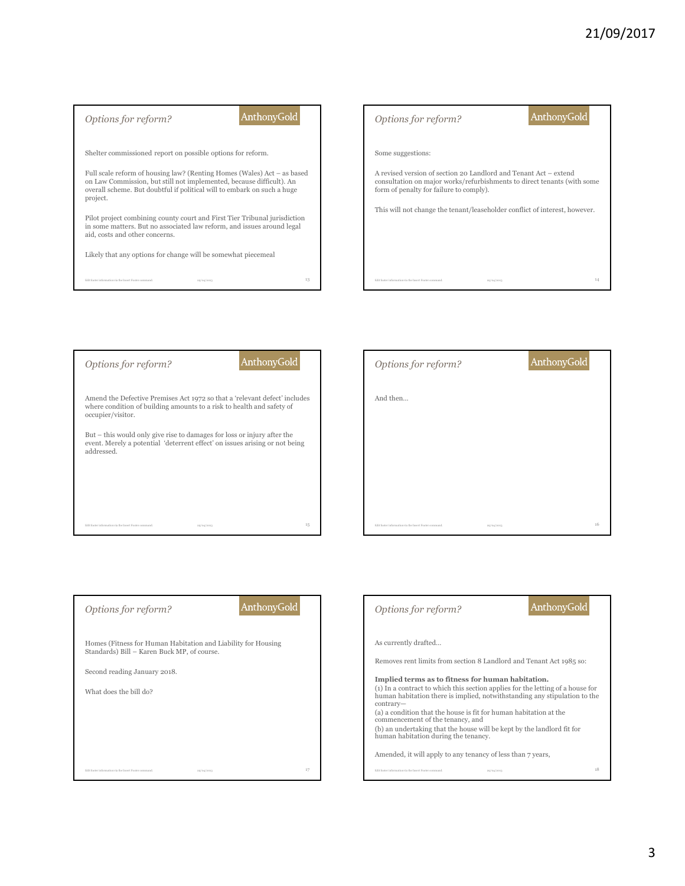## Options for reform?

Shelter commissioned report on possible options for reform.

Full scale reform of housing law? (Renting Homes (Wales) Act – as based on Law Commission, but still not implemented, because difficult). An overall scheme. But doubtful if political will to embark on such a huge project.

Pilot project combining county court and First Tier Tribunal jurisdiction in some matters. But no associated law reform, and issues around legal aid, costs and other concerns.

Likely that any options for change will be somewhat piecemeal

## Options for reform?

Some suggestions:

A revised version of section 20 Landlord and Tenant Act – extend consultation on major works/refurbishments to direct tenants (with some form of penalty for failure to comply).

This will not change the tenant/leaseholder conflict of interest, however.

## Options for reform?

Amend the Defective Premises Act 1972 so that a 'relevant defect' includes where condition of building amounts to a risk to health and safety of occupier/visitor.

But – this would only give rise to damages for loss or injury after the event. Merely a potential 'deterrent effect' on issues arising or not being addressed.

## Options for reform?

And then…

## Options for reform?

Homes (Fitness for Human Habitation and Liability for Housing Standards) Bill – Karen Buck MP, of course.

Second reading January 2018.

What does the bill do?

## Options for reform?

As currently drafted…

Removes rent limits from section 8 Landlord and Tenant Act 1985 so:

**Implied terms as to fitness for human habitation.**

(1) In a contract to which this section applies for the letting of a house for human habitation there is implied, notwithstanding any stipulation to the contrary—

(a) a condition that the house is fit for human habitation at the commencement of the tenancy, and

(b) an undertaking that the house will be kept by the landlord fit for human habitation during the tenancy.

Amended, it will apply to any tenancy of less than 7 years,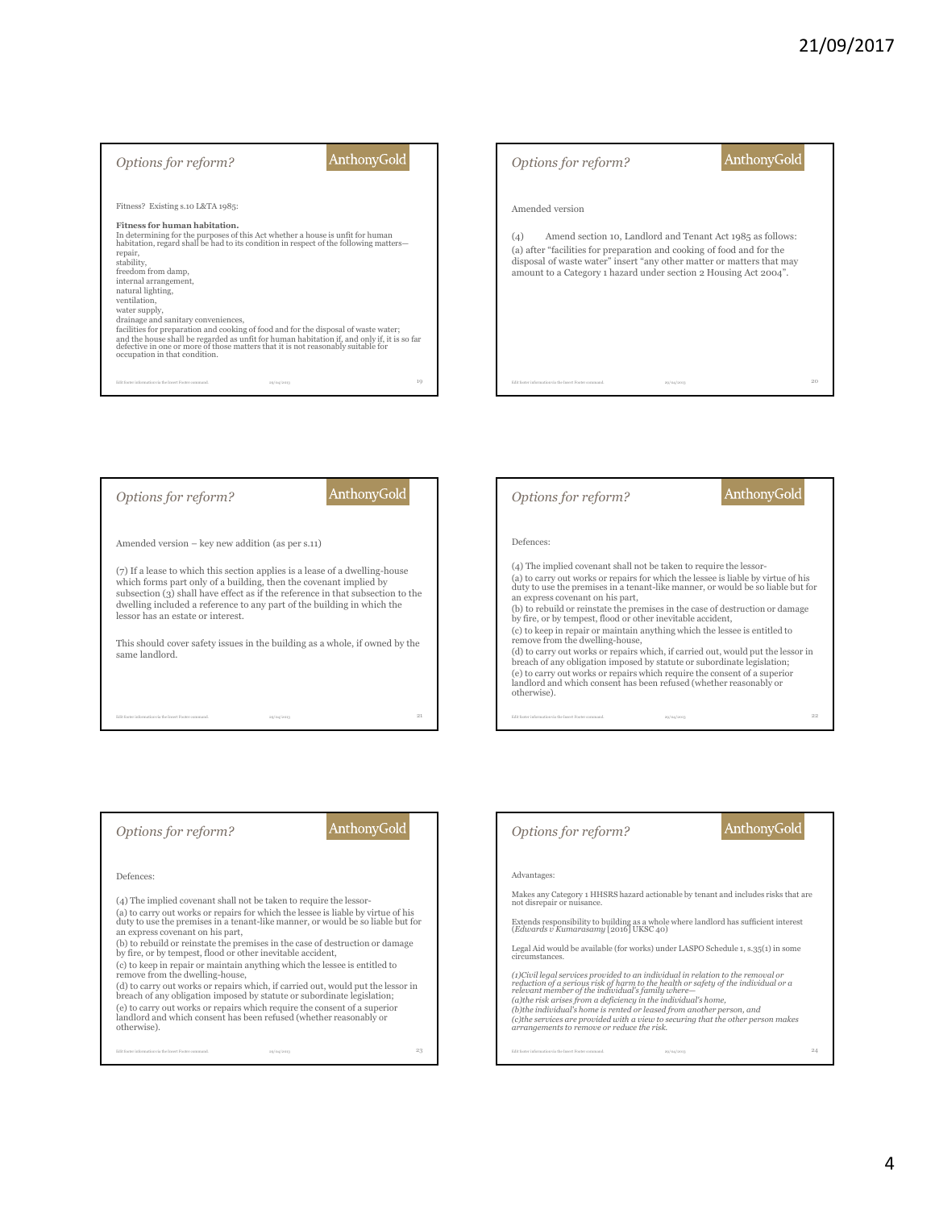## Options for reform?

AnthonyGold

Fitness? Existing s.10 L&TA 1985:

**Fitness for human habitation.**
In determining for the purposes of this Act whether a house is unfit for human habitation, regard shall be had to its condition in respect of the following matters—
repair,
stability,
freedom from damp,
internal arrangement,
natural lighting,
ventilation,
water supply,
drainage and sanitary conveniences,
facilities for preparation and cooking of food and for the disposal of waste water;
and the house shall be regarded as unfit for human habitation if, and only if, it is so far defective in one or more of those matters that it is not reasonably suitable for occupation in that condition.

## Options for reform?

AnthonyGold

Amended version

(4) Amend section 10, Landlord and Tenant Act 1985 as follows:
(a) after "facilities for preparation and cooking of food and for the disposal of waste water" insert "any other matter or matters that may amount to a Category 1 hazard under section 2 Housing Act 2004".

## Options for reform?

AnthonyGold

Amended version – key new addition (as per s.11)

(7) If a lease to which this section applies is a lease of a dwelling-house which forms part only of a building, then the covenant implied by subsection (3) shall have effect as if the reference in that subsection to the dwelling included a reference to any part of the building in which the lessor has an estate or interest.

This should cover safety issues in the building as a whole, if owned by the same landlord.

## Options for reform?

AnthonyGold

Defences:

(4) The implied covenant shall not be taken to require the lessor-
(a) to carry out works or repairs for which the lessee is liable by virtue of his duty to use the premises in a tenant-like manner, or would be so liable but for an express covenant on his part,
(b) to rebuild or reinstate the premises in the case of destruction or damage by fire, or by tempest, flood or other inevitable accident,
(c) to keep in repair or maintain anything which the lessee is entitled to remove from the dwelling-house,
(d) to carry out works or repairs which, if carried out, would put the lessor in breach of any obligation imposed by statute or subordinate legislation;
(e) to carry out works or repairs which require the consent of a superior landlord and which consent has been refused (whether reasonably or otherwise).

## Options for reform?

AnthonyGold

Defences:

(4) The implied covenant shall not be taken to require the lessor-
(a) to carry out works or repairs for which the lessee is liable by virtue of his duty to use the premises in a tenant-like manner, or would be so liable but for an express covenant on his part,
(b) to rebuild or reinstate the premises in the case of destruction or damage by fire, or by tempest, flood or other inevitable accident,
(c) to keep in repair or maintain anything which the lessee is entitled to remove from the dwelling-house,
(d) to carry out works or repairs which, if carried out, would put the lessor in breach of any obligation imposed by statute or subordinate legislation;
(e) to carry out works or repairs which require the consent of a superior landlord and which consent has been refused (whether reasonably or otherwise).

## Options for reform?

AnthonyGold

Advantages:

Makes any Category 1 HHSRS hazard actionable by tenant and includes risks that are not disrepair or nuisance.

Extends responsibility to building as a whole where landlord has sufficient interest (*Edwards v Kumarasamy* [2016] UKSC 40)

Legal Aid would be available (for works) under LASPO Schedule 1, s.35(1) in some circumstances.

*(1)Civil legal services provided to an individual in relation to the removal or reduction of a serious risk of harm to the health or safety of the individual or a relevant member of the individual's family where—*
*(a)the risk arises from a deficiency in the individual's home,*
*(b)the individual's home is rented or leased from another person, and*
*(c)the services are provided with a view to securing that the other person makes arrangements to remove or reduce the risk.*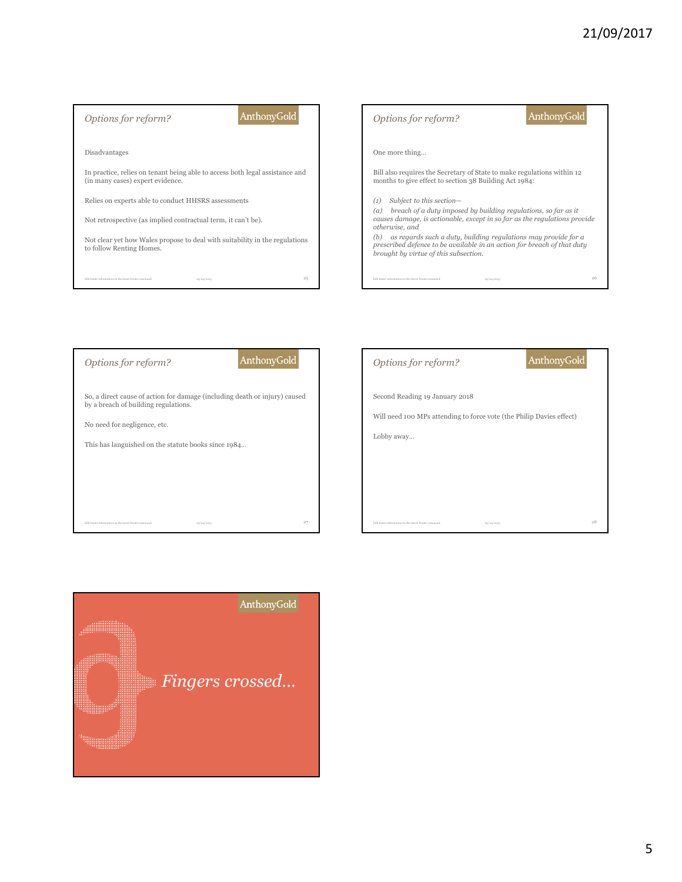## Options for reform?

Disadvantages

In practice, relies on tenant being able to access both legal assistance and (in many cases) expert evidence.

Relies on experts able to conduct HHSRS assessments

Not retrospective (as implied contractual term, it can't be).

Not clear yet how Wales propose to deal with suitability in the regulations to follow Renting Homes.

## Options for reform?

One more thing…

Bill also requires the Secretary of State to make regulations within 12 months to give effect to section 38 Building Act 1984:

*(1) Subject to this section—*

*(a) breach of a duty imposed by building regulations, so far as it causes damage, is actionable, except in so far as the regulations provide otherwise, and*

*(b) as regards such a duty, building regulations may provide for a prescribed defence to be available in an action for breach of that duty brought by virtue of this subsection.*

## Options for reform?

So, a direct cause of action for damage (including death or injury) caused by a breach of building regulations.

No need for negligence, etc.

This has languished on the statute books since 1984…

## Options for reform?

Second Reading 19 January 2018

Will need 100 MPs attending to force vote (the Philip Davies effect)

Lobby away…

*Fingers crossed…*